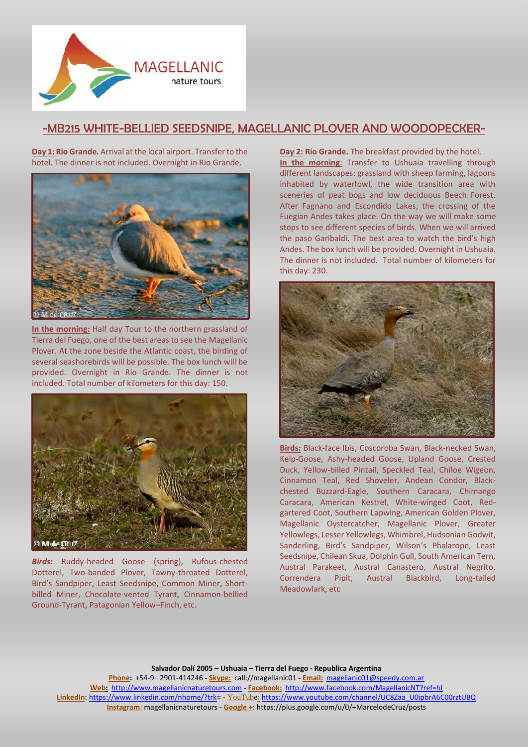# -MB215 WHITE-BELLIED SEEDSNIPE, MAGELLANIC PLOVER AND WOODOPECKER-

**Day 1: Rio Grande.** Arrival at the local airport. Transfer to the hotel. The dinner is not included. Overnight in Rio Grande.

© M de CRUZ

**In the morning:** Half day Tour to the northern grassland of Tierra del Fuego, one of the best areas to see the Magellanic Plover. At the zone beside the Atlantic coast, the birding of several seashorebirds will be possible. The box lunch will be provided. Overnight in Rio Grande. The dinner is not included. Total number of kilometers for this day: 150.

© M de Cruz

***Birds:*** Ruddy-headed Goose (spring), Rufous-chested Dotterel, Two-banded Plover, Tawny-throated Dotterel, Bird's Sandpiper, Least Seedsnipe, Common Miner, Short-billed Miner, Chocolate-vented Tyrant, Cinnamon-bellied Ground-Tyrant, Patagonian Yellow–Finch, etc.

**Day 2: Rio Grande.** The breakfast provided by the hotel.

**In the morning:** Transfer to Ushuaia travelling through different landscapes: grassland with sheep farming, lagoons inhabited by waterfowl, the wide transition area with sceneries of peat bogs and low deciduous Beech Forest. After Fagnano and Escondido Lakes, the crossing of the Fuegian Andes takes place. On the way we will make some stops to see different species of birds. When we will arrived the paso Garibaldi. The best area to watch the bird's high Andes. The box lunch will be provided. Overnight in Ushuaia. The dinner is not included. Total number of kilometers for this day: 230.

**Birds:** Black-face Ibis, Coscoroba Swan, Black-necked Swan, Kelp-Goose, Ashy-headed Goose, Upland Goose, Crested Duck, Yellow-billed Pintail, Speckled Teal, Chiloe Wigeon, Cinnamon Teal, Red Shoveler, Andean Condor, Black-chested Buzzard-Eagle, Southern Caracara, Chimango Caracara, American Kestrel, White-winged Coot, Red-gartered Coot, Southern Lapwing, American Golden Plover, Magellanic Oystercatcher, Magellanic Plover, Greater Yellowlegs, Lesser Yellowlegs, Whimbrel, Hudsonian Godwit, Sanderling, Bird's Sandpiper, Wilson's Phalarope, Least Seedsnipe, Chilean Skua, Dolphin Gull, South American Tern, Austral Parakeet, Austral Canastero, Austral Negrito, Correndera Pipit, Austral Blackbird, Long-tailed Meadowlark, etc

**Salvador Dalí 2005 – Ushuaia – Tierra del Fuego - Republica Argentina**

**Phone:** +54-9– 2901-414246 - **Skype:** call://magellanic01 - **Email:** magellanic01@speedy.com.ar

**Web:** http://www.magellanicnaturetours.com - **Facebook:** http://www.facebook.com/MagellanicNT?ref=hl

**LinkedIn:** https://www.linkedin.com/nhome/?trk= - **YouTube:** https://www.youtube.com/channel/UC8Zaa_U0ipbrA6C00rztUBQ

**Instagram:** magellanicnaturetours - **Google +:** https://plus.google.com/u/0/+MarcelodeCruz/posts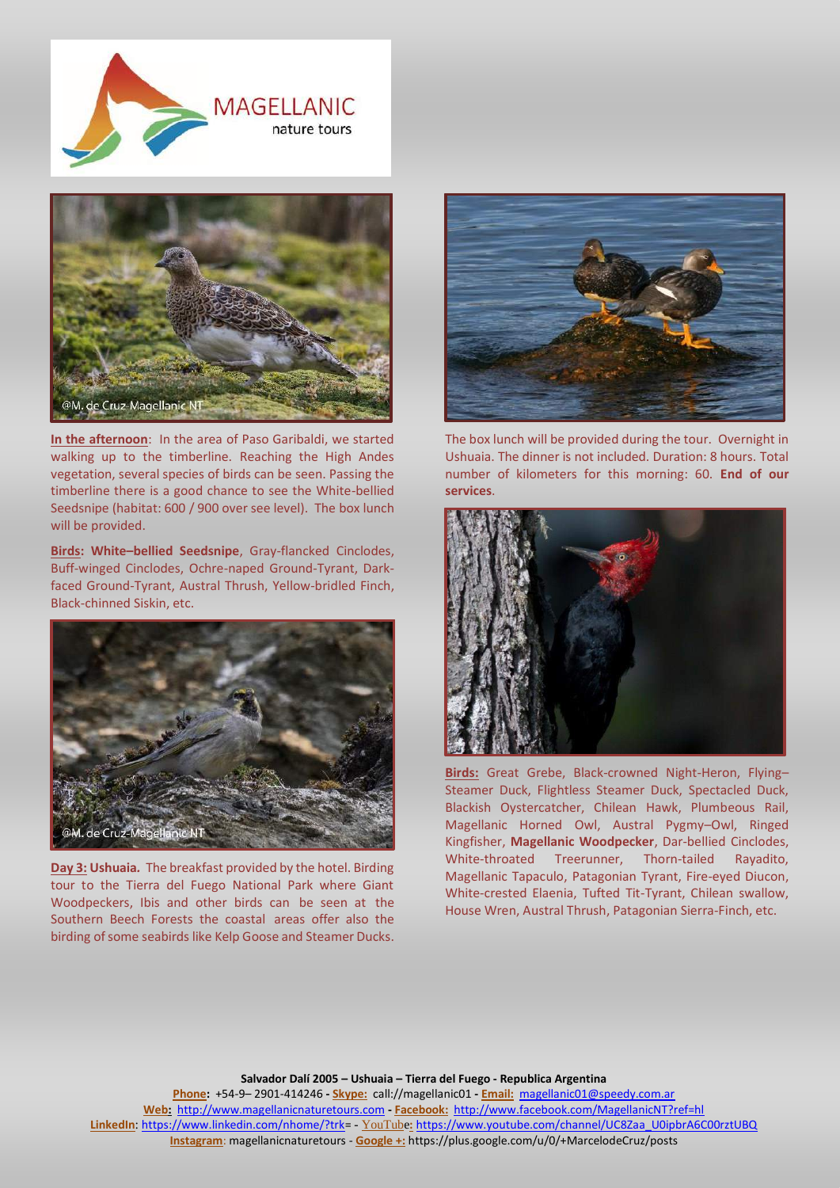**In the afternoon**: In the area of Paso Garibaldi, we started walking up to the timberline. Reaching the High Andes vegetation, several species of birds can be seen. Passing the timberline there is a good chance to see the White-bellied Seedsnipe (habitat: 600 / 900 over see level). The box lunch will be provided.

**Birds: White–bellied Seedsnipe**, Gray-flancked Cinclodes, Buff-winged Cinclodes, Ochre-naped Ground-Tyrant, Dark-faced Ground-Tyrant, Austral Thrush, Yellow-bridled Finch, Black-chinned Siskin, etc.

**Day 3: Ushuaia.** The breakfast provided by the hotel. Birding tour to the Tierra del Fuego National Park where Giant Woodpeckers, Ibis and other birds can be seen at the Southern Beech Forests the coastal areas offer also the birding of some seabirds like Kelp Goose and Steamer Ducks.

The box lunch will be provided during the tour. Overnight in Ushuaia. The dinner is not included. Duration: 8 hours. Total number of kilometers for this morning: 60. **End of our services**.

**Birds:** Great Grebe, Black-crowned Night-Heron, Flying–Steamer Duck, Flightless Steamer Duck, Spectacled Duck, Blackish Oystercatcher, Chilean Hawk, Plumbeous Rail, Magellanic Horned Owl, Austral Pygmy–Owl, Ringed Kingfisher, **Magellanic Woodpecker**, Dar-bellied Cinclodes, White-throated Treerunner, Thorn-tailed Rayadito, Magellanic Tapaculo, Patagonian Tyrant, Fire-eyed Diucon, White-crested Elaenia, Tufted Tit-Tyrant, Chilean swallow, House Wren, Austral Thrush, Patagonian Sierra-Finch, etc.

**Salvador Dalí 2005 – Ushuaia – Tierra del Fuego - Republica Argentina**
**Phone:** +54-9– 2901-414246 - **Skype:** call://magellanic01 - **Email:** magellanic01@speedy.com.ar
**Web:** http://www.magellanicnaturetours.com - **Facebook:** http://www.facebook.com/MagellanicNT?ref=hl
**LinkedIn**: https://www.linkedin.com/nhome/?trk= - YouTube: https://www.youtube.com/channel/UC8Zaa_U0ipbrA6C00rztUBQ
**Instagram**: magellanicnaturetours - **Google +:** https://plus.google.com/u/0/+MarcelodeCruz/posts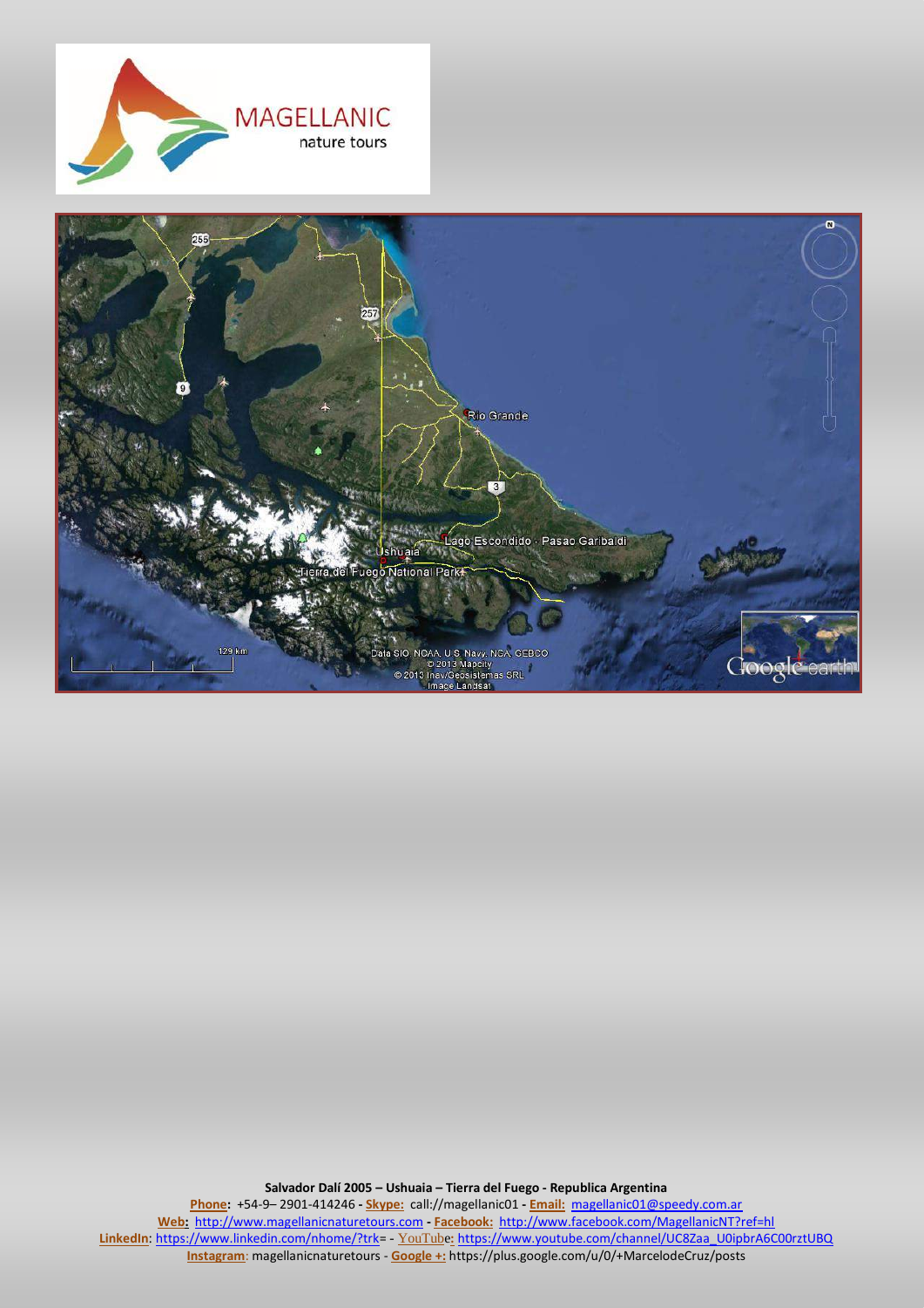**Salvador Dalí 2005 – Ushuaia – Tierra del Fuego - Republica Argentina**

**Phone:** +54-9– 2901-414246 - **Skype:** call://magellanic01 - **Email:** magellanic01@speedy.com.ar

**Web:** http://www.magellanicnaturetours.com - **Facebook:** http://www.facebook.com/MagellanicNT?ref=hl

**LinkedIn**: https://www.linkedin.com/nhome/?trk= - YouTube: https://www.youtube.com/channel/UC8Zaa_U0ipbrA6C00rztUBQ

**Instagram**: magellanicnaturetours - **Google +:** https://plus.google.com/u/0/+MarcelodeCruz/posts